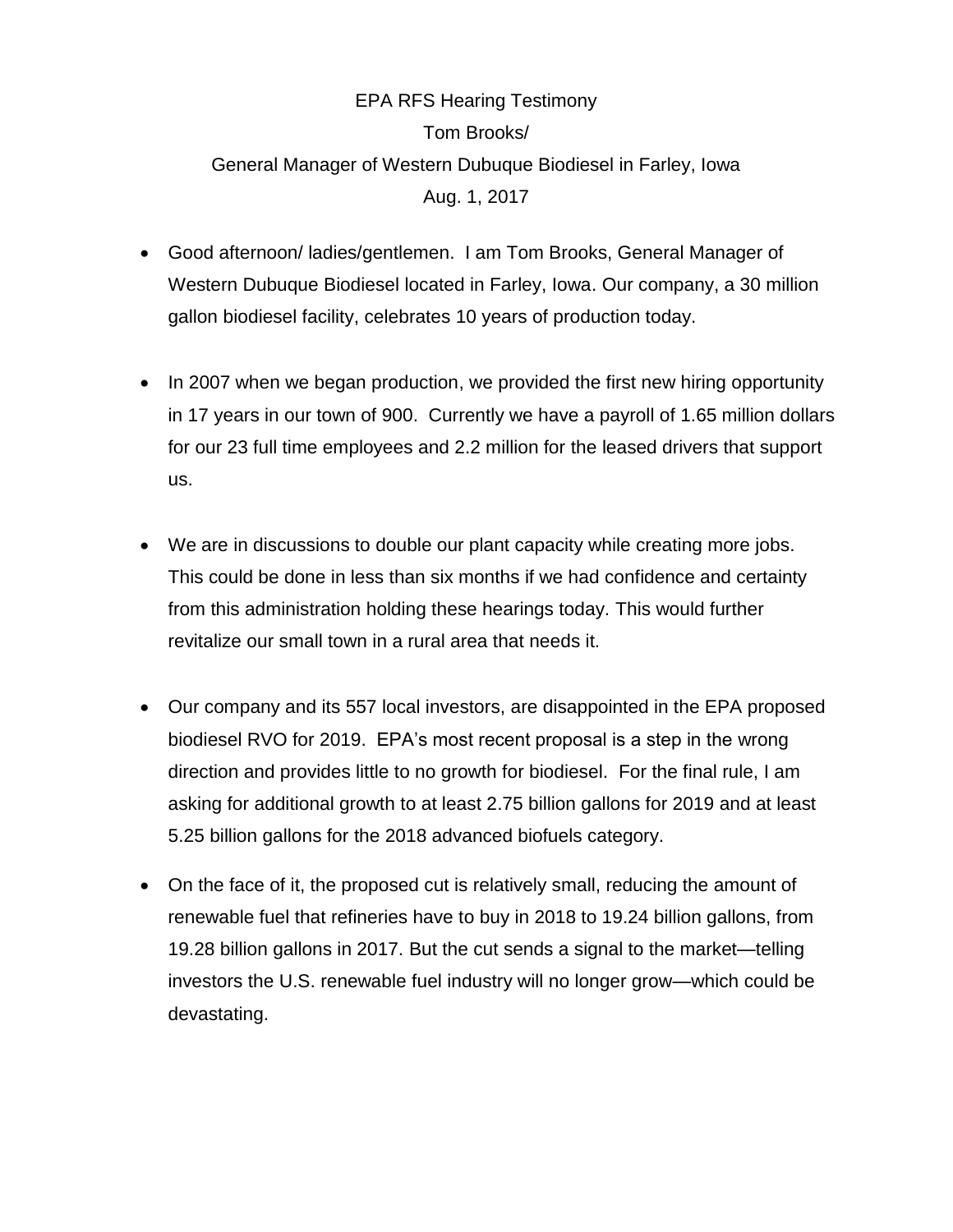EPA RFS Hearing Testimony

Tom Brooks/

General Manager of Western Dubuque Biodiesel in Farley, Iowa

Aug. 1, 2017

- Good afternoon/ ladies/gentlemen. I am Tom Brooks, General Manager of Western Dubuque Biodiesel located in Farley, Iowa. Our company, a 30 million gallon biodiesel facility, celebrates 10 years of production today.

- In 2007 when we began production, we provided the first new hiring opportunity in 17 years in our town of 900. Currently we have a payroll of 1.65 million dollars for our 23 full time employees and 2.2 million for the leased drivers that support us.

- We are in discussions to double our plant capacity while creating more jobs. This could be done in less than six months if we had confidence and certainty from this administration holding these hearings today. This would further revitalize our small town in a rural area that needs it.

- Our company and its 557 local investors, are disappointed in the EPA proposed biodiesel RVO for 2019. EPA's most recent proposal is a step in the wrong direction and provides little to no growth for biodiesel. For the final rule, I am asking for additional growth to at least 2.75 billion gallons for 2019 and at least 5.25 billion gallons for the 2018 advanced biofuels category.

- On the face of it, the proposed cut is relatively small, reducing the amount of renewable fuel that refineries have to buy in 2018 to 19.24 billion gallons, from 19.28 billion gallons in 2017. But the cut sends a signal to the market—telling investors the U.S. renewable fuel industry will no longer grow—which could be devastating.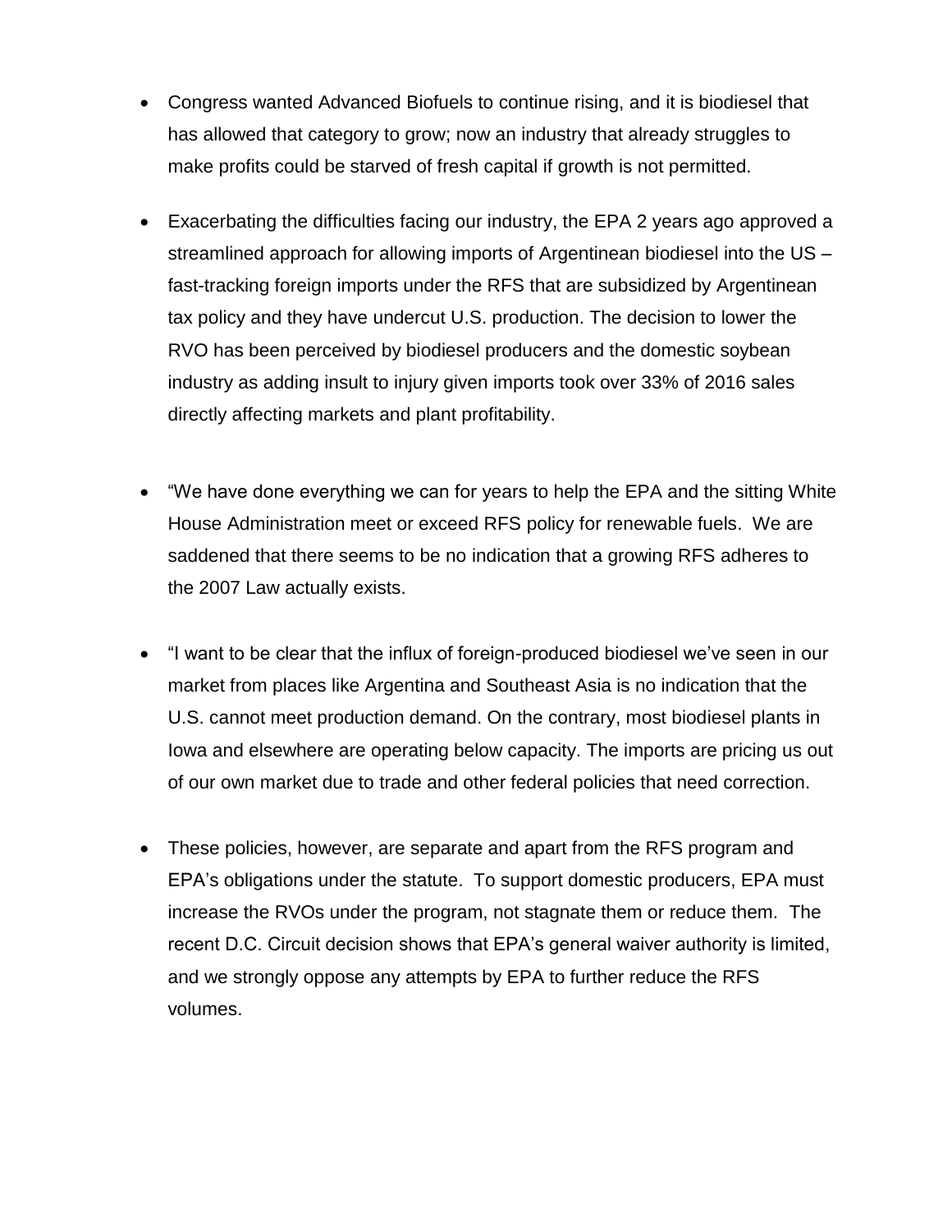- Congress wanted Advanced Biofuels to continue rising, and it is biodiesel that has allowed that category to grow; now an industry that already struggles to make profits could be starved of fresh capital if growth is not permitted.

- Exacerbating the difficulties facing our industry, the EPA 2 years ago approved a streamlined approach for allowing imports of Argentinean biodiesel into the US – fast-tracking foreign imports under the RFS that are subsidized by Argentinean tax policy and they have undercut U.S. production. The decision to lower the RVO has been perceived by biodiesel producers and the domestic soybean industry as adding insult to injury given imports took over 33% of 2016 sales directly affecting markets and plant profitability.

- "We have done everything we can for years to help the EPA and the sitting White House Administration meet or exceed RFS policy for renewable fuels. We are saddened that there seems to be no indication that a growing RFS adheres to the 2007 Law actually exists.

- "I want to be clear that the influx of foreign-produced biodiesel we've seen in our market from places like Argentina and Southeast Asia is no indication that the U.S. cannot meet production demand. On the contrary, most biodiesel plants in Iowa and elsewhere are operating below capacity. The imports are pricing us out of our own market due to trade and other federal policies that need correction.

- These policies, however, are separate and apart from the RFS program and EPA's obligations under the statute. To support domestic producers, EPA must increase the RVOs under the program, not stagnate them or reduce them. The recent D.C. Circuit decision shows that EPA's general waiver authority is limited, and we strongly oppose any attempts by EPA to further reduce the RFS volumes.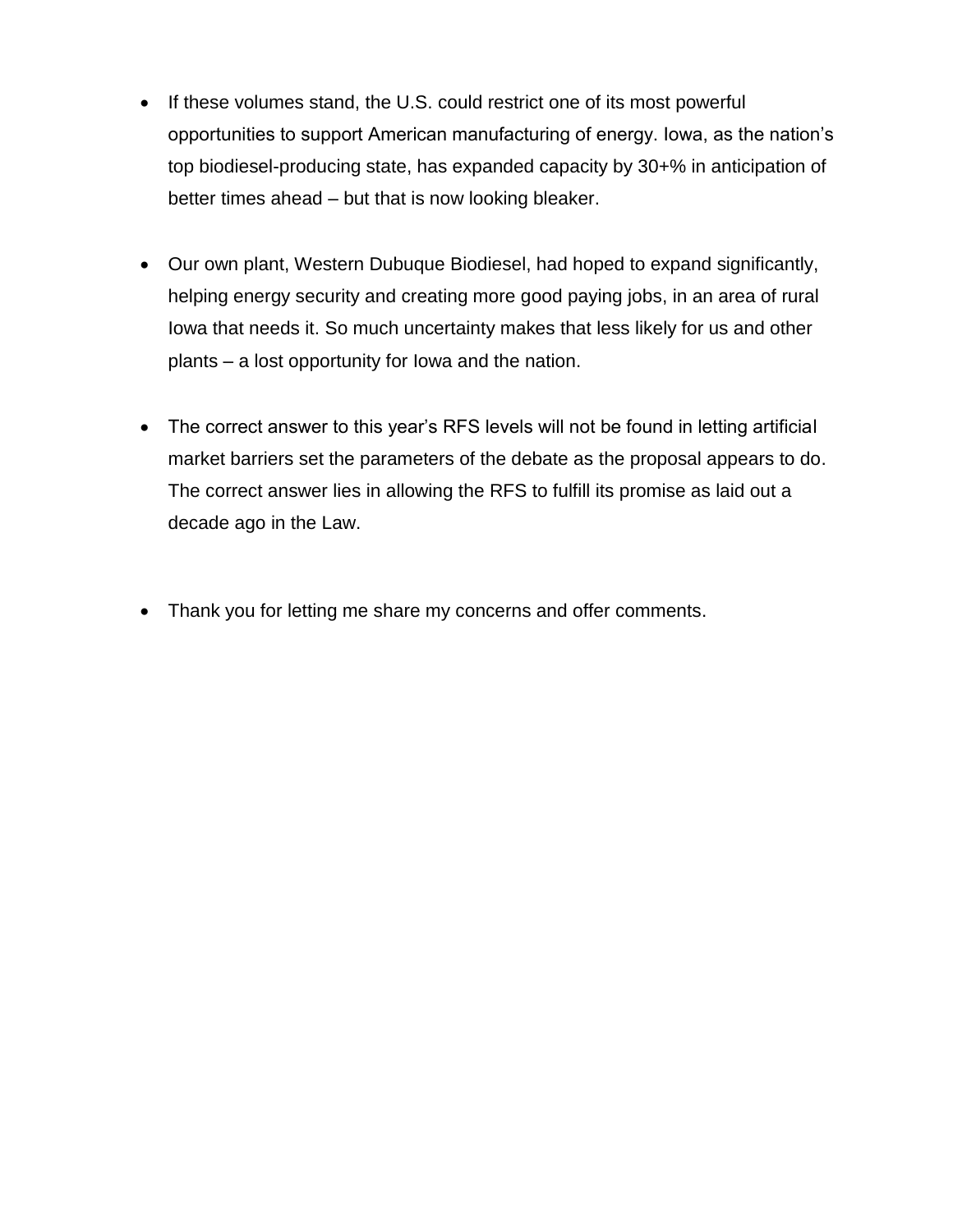- If these volumes stand, the U.S. could restrict one of its most powerful opportunities to support American manufacturing of energy. Iowa, as the nation's top biodiesel-producing state, has expanded capacity by 30+% in anticipation of better times ahead – but that is now looking bleaker.

- Our own plant, Western Dubuque Biodiesel, had hoped to expand significantly, helping energy security and creating more good paying jobs, in an area of rural Iowa that needs it. So much uncertainty makes that less likely for us and other plants – a lost opportunity for Iowa and the nation.

- The correct answer to this year's RFS levels will not be found in letting artificial market barriers set the parameters of the debate as the proposal appears to do. The correct answer lies in allowing the RFS to fulfill its promise as laid out a decade ago in the Law.

- Thank you for letting me share my concerns and offer comments.